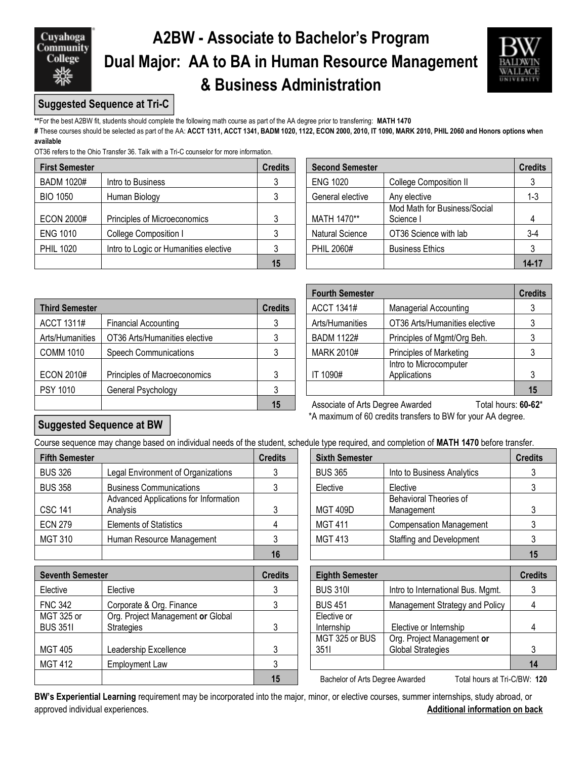# A2BW - Associate to Bachelor's Program
# Dual Major: AA to BA in Human Resource Management & Business Administration

## Suggested Sequence at Tri-C

**For the best A2BW fit, students should complete the following math course as part of the AA degree prior to transferring: **MATH 1470**

# These courses should be selected as part of the AA: **ACCT 1311, ACCT 1341, BADM 1020, 1122, ECON 2000, 2010, IT 1090, MARK 2010, PHIL 2060 and Honors options when available**

OT36 refers to the Ohio Transfer 36. Talk with a Tri-C counselor for more information.

| First Semester | | Credits |
|---|---|---|
| BADM 1020# | Intro to Business | 3 |
| BIO 1050 | Human Biology | 3 |
| ECON 2000# | Principles of Microeconomics | 3 |
| ENG 1010 | College Composition I | 3 |
| PHIL 1020 | Intro to Logic or Humanities elective | 3 |
| | | **15** |

| Second Semester | | Credits |
|---|---|---|
| ENG 1020 | College Composition II | 3 |
| General elective | Any elective | 1-3 |
| MATH 1470** | Mod Math for Business/Social Science I | 4 |
| Natural Science | OT36 Science with lab | 3-4 |
| PHIL 2060# | Business Ethics | 3 |
| | | **14-17** |

| Third Semester | | Credits |
|---|---|---|
| ACCT 1311# | Financial Accounting | 3 |
| Arts/Humanities | OT36 Arts/Humanities elective | 3 |
| COMM 1010 | Speech Communications | 3 |
| ECON 2010# | Principles of Macroeconomics | 3 |
| PSY 1010 | General Psychology | 3 |
| | | **15** |

| Fourth Semester | | Credits |
|---|---|---|
| ACCT 1341# | Managerial Accounting | 3 |
| Arts/Humanities | OT36 Arts/Humanities elective | 3 |
| BADM 1122# | Principles of Mgmt/Org Beh. | 3 |
| MARK 2010# | Principles of Marketing | 3 |
| IT 1090# | Intro to Microcomputer Applications | 3 |
| | | **15** |

Associate of Arts Degree Awarded Total hours: **60-62***

*A maximum of 60 credits transfers to BW for your AA degree.

## Suggested Sequence at BW

Course sequence may change based on individual needs of the student, schedule type required, and completion of **MATH 1470** before transfer.

| Fifth Semester | | Credits |
|---|---|---|
| BUS 326 | Legal Environment of Organizations | 3 |
| BUS 358 | Business Communications | 3 |
| CSC 141 | Advanced Applications for Information Analysis | 3 |
| ECN 279 | Elements of Statistics | 4 |
| MGT 310 | Human Resource Management | 3 |
| | | **16** |

| Sixth Semester | | Credits |
|---|---|---|
| BUS 365 | Into to Business Analytics | 3 |
| Elective | Elective | 3 |
| MGT 409D | Behavioral Theories of Management | 3 |
| MGT 411 | Compensation Management | 3 |
| MGT 413 | Staffing and Development | 3 |
| | | **15** |

| Seventh Semester | | Credits |
|---|---|---|
| Elective | Elective | 3 |
| FNC 342 | Corporate & Org. Finance | 3 |
| MGT 325 or BUS 351I | Org. Project Management **or** Global Strategies | 3 |
| MGT 405 | Leadership Excellence | 3 |
| MGT 412 | Employment Law | 3 |
| | | **15** |

| Eighth Semester | | Credits |
|---|---|---|
| BUS 310I | Intro to International Bus. Mgmt. | 3 |
| BUS 451 | Management Strategy and Policy | 4 |
| Elective or Internship | Elective or Internship | 4 |
| MGT 325 or BUS 351I | Org. Project Management **or** Global Strategies | 3 |
| | | **14** |

Bachelor of Arts Degree Awarded Total hours at Tri-C/BW: **120**

**BW's Experiential Learning** requirement may be incorporated into the major, minor, or elective courses, summer internships, study abroad, or approved individual experiences.

**Additional information on back**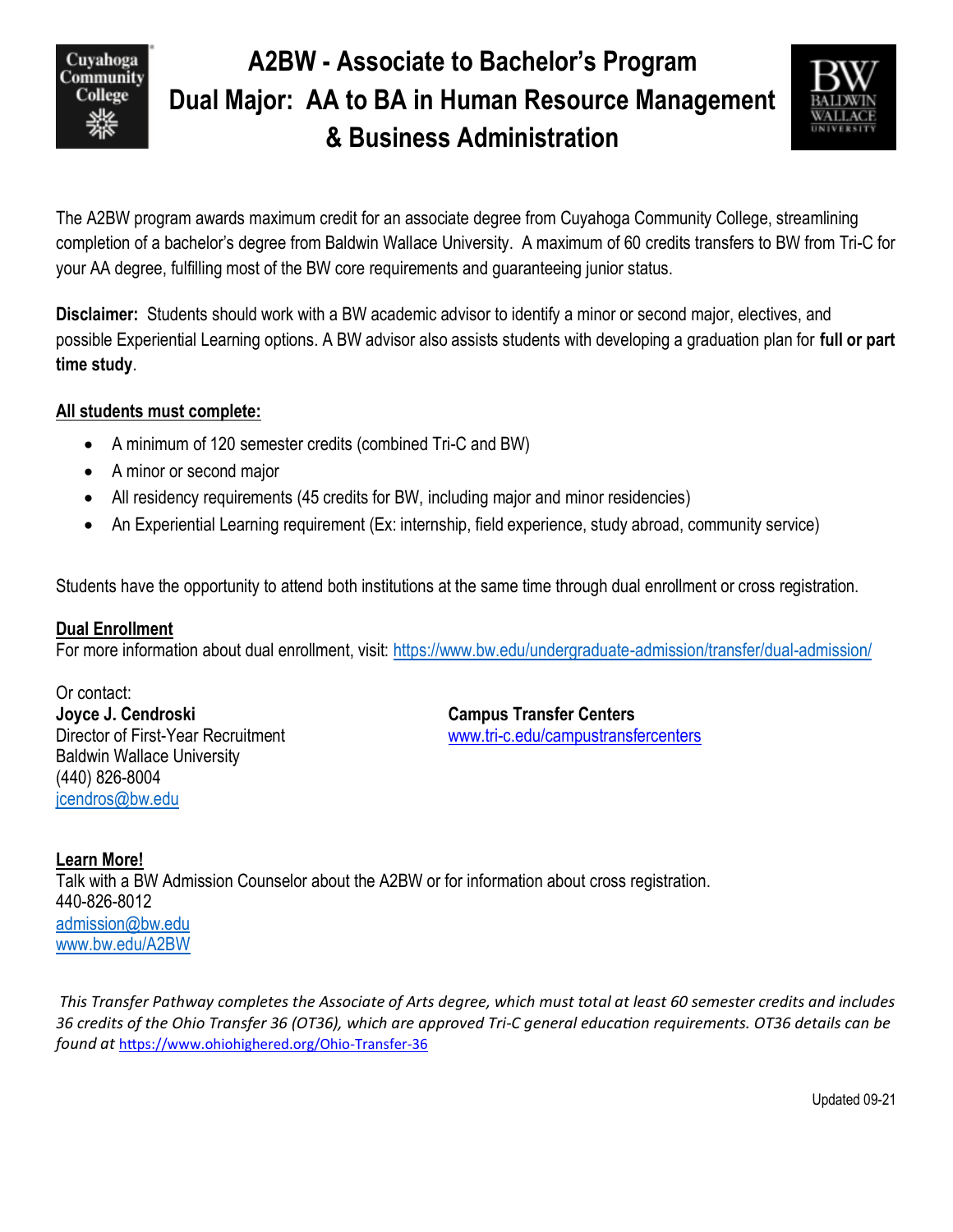# A2BW - Associate to Bachelor's Program
# Dual Major: AA to BA in Human Resource Management & Business Administration

The A2BW program awards maximum credit for an associate degree from Cuyahoga Community College, streamlining completion of a bachelor's degree from Baldwin Wallace University. A maximum of 60 credits transfers to BW from Tri-C for your AA degree, fulfilling most of the BW core requirements and guaranteeing junior status.

**Disclaimer:** Students should work with a BW academic advisor to identify a minor or second major, electives, and possible Experiential Learning options. A BW advisor also assists students with developing a graduation plan for **full or part time study**.

**All students must complete:**

- A minimum of 120 semester credits (combined Tri-C and BW)
- A minor or second major
- All residency requirements (45 credits for BW, including major and minor residencies)
- An Experiential Learning requirement (Ex: internship, field experience, study abroad, community service)

Students have the opportunity to attend both institutions at the same time through dual enrollment or cross registration.

**Dual Enrollment**
For more information about dual enrollment, visit: https://www.bw.edu/undergraduate-admission/transfer/dual-admission/

Or contact:
**Joyce J. Cendroski**
Director of First-Year Recruitment
Baldwin Wallace University
(440) 826-8004
jcendros@bw.edu

**Campus Transfer Centers**
www.tri-c.edu/campustransfercenters

**Learn More!**
Talk with a BW Admission Counselor about the A2BW or for information about cross registration.
440-826-8012
admission@bw.edu
www.bw.edu/A2BW

*This Transfer Pathway completes the Associate of Arts degree, which must total at least 60 semester credits and includes 36 credits of the Ohio Transfer 36 (OT36), which are approved Tri-C general education requirements. OT36 details can be found at* https://www.ohiohighered.org/Ohio-Transfer-36

Updated 09-21